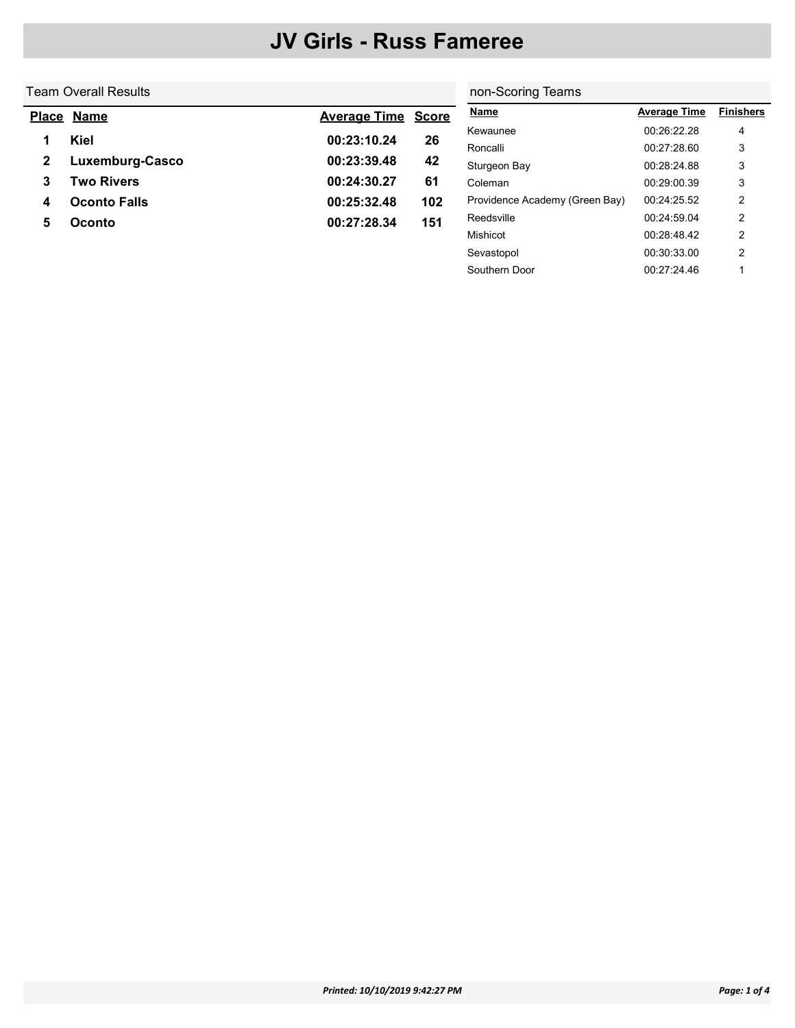# JV Girls - Russ Fameree

## Team Overall Results

| Place | Name | Average Time | Score |
|---|---|---|---|
| 1 | Kiel | 00:23:10.24 | 26 |
| 2 | Luxemburg-Casco | 00:23:39.48 | 42 |
| 3 | Two Rivers | 00:24:30.27 | 61 |
| 4 | Oconto Falls | 00:25:32.48 | 102 |
| 5 | Oconto | 00:27:28.34 | 151 |

## non-Scoring Teams

| Name | Average Time | Finishers |
|---|---|---|
| Kewaunee | 00:26:22.28 | 4 |
| Roncalli | 00:27:28.60 | 3 |
| Sturgeon Bay | 00:28:24.88 | 3 |
| Coleman | 00:29:00.39 | 3 |
| Providence Academy (Green Bay) | 00:24:25.52 | 2 |
| Reedsville | 00:24:59.04 | 2 |
| Mishicot | 00:28:48.42 | 2 |
| Sevastopol | 00:30:33.00 | 2 |
| Southern Door | 00:27:24.46 | 1 |

*Printed: 10/10/2019 9:42:27 PM*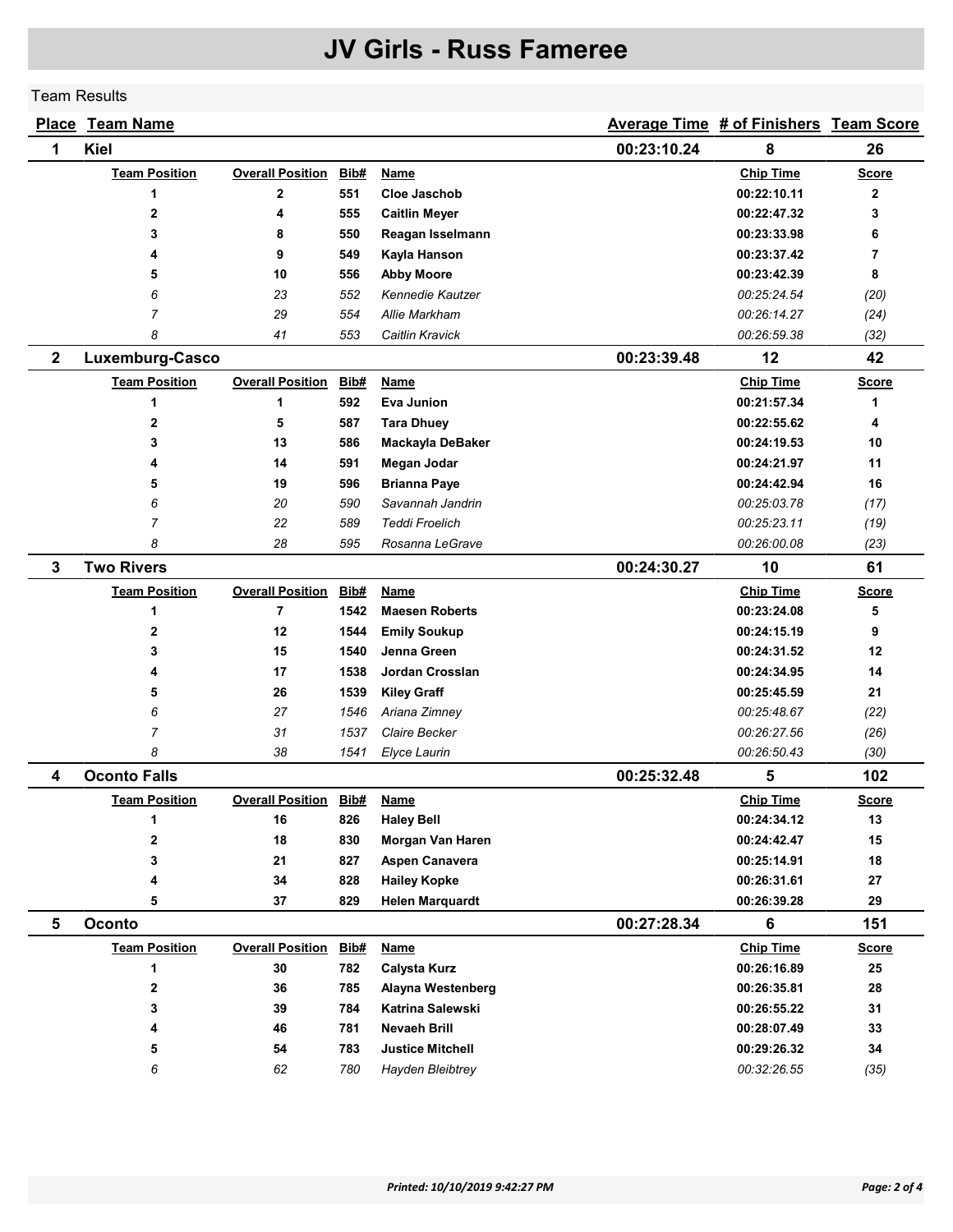# JV Girls - Russ Fameree

Team Results

| Place | Team Name | | | | Average Time | # of Finishers | Team Score |
|---|---|---|---|---|---|---|---|
| **1** | **Kiel** | | | | **00:23:10.24** | **8** | **26** |
| | **Team Position** | **Overall Position** | **Bib#** | **Name** | | **Chip Time** | **Score** |
| | **1** | **2** | **551** | **Cloe Jaschob** | | **00:22:10.11** | **2** |
| | **2** | **4** | **555** | **Caitlin Meyer** | | **00:22:47.32** | **3** |
| | **3** | **8** | **550** | **Reagan Isselmann** | | **00:23:33.98** | **6** |
| | **4** | **9** | **549** | **Kayla Hanson** | | **00:23:37.42** | **7** |
| | **5** | **10** | **556** | **Abby Moore** | | **00:23:42.39** | **8** |
| | *6* | *23* | *552* | *Kennedie Kautzer* | | *00:25:24.54* | *(20)* |
| | *7* | *29* | *554* | *Allie Markham* | | *00:26:14.27* | *(24)* |
| | *8* | *41* | *553* | *Caitlin Kravick* | | *00:26:59.38* | *(32)* |
| **2** | **Luxemburg-Casco** | | | | **00:23:39.48** | **12** | **42** |
| | **Team Position** | **Overall Position** | **Bib#** | **Name** | | **Chip Time** | **Score** |
| | **1** | **1** | **592** | **Eva Junion** | | **00:21:57.34** | **1** |
| | **2** | **5** | **587** | **Tara Dhuey** | | **00:22:55.62** | **4** |
| | **3** | **13** | **586** | **Mackayla DeBaker** | | **00:24:19.53** | **10** |
| | **4** | **14** | **591** | **Megan Jodar** | | **00:24:21.97** | **11** |
| | **5** | **19** | **596** | **Brianna Paye** | | **00:24:42.94** | **16** |
| | *6* | *20* | *590* | *Savannah Jandrin* | | *00:25:03.78* | *(17)* |
| | *7* | *22* | *589* | *Teddi Froelich* | | *00:25:23.11* | *(19)* |
| | *8* | *28* | *595* | *Rosanna LeGrave* | | *00:26:00.08* | *(23)* |
| **3** | **Two Rivers** | | | | **00:24:30.27** | **10** | **61** |
| | **Team Position** | **Overall Position** | **Bib#** | **Name** | | **Chip Time** | **Score** |
| | **1** | **7** | **1542** | **Maesen Roberts** | | **00:23:24.08** | **5** |
| | **2** | **12** | **1544** | **Emily Soukup** | | **00:24:15.19** | **9** |
| | **3** | **15** | **1540** | **Jenna Green** | | **00:24:31.52** | **12** |
| | **4** | **17** | **1538** | **Jordan Crosslan** | | **00:24:34.95** | **14** |
| | **5** | **26** | **1539** | **Kiley Graff** | | **00:25:45.59** | **21** |
| | *6* | *27* | *1546* | *Ariana Zimney* | | *00:25:48.67* | *(22)* |
| | *7* | *31* | *1537* | *Claire Becker* | | *00:26:27.56* | *(26)* |
| | *8* | *38* | *1541* | *Elyce Laurin* | | *00:26:50.43* | *(30)* |
| **4** | **Oconto Falls** | | | | **00:25:32.48** | **5** | **102** |
| | **Team Position** | **Overall Position** | **Bib#** | **Name** | | **Chip Time** | **Score** |
| | **1** | **16** | **826** | **Haley Bell** | | **00:24:34.12** | **13** |
| | **2** | **18** | **830** | **Morgan Van Haren** | | **00:24:42.47** | **15** |
| | **3** | **21** | **827** | **Aspen Canavera** | | **00:25:14.91** | **18** |
| | **4** | **34** | **828** | **Hailey Kopke** | | **00:26:31.61** | **27** |
| | **5** | **37** | **829** | **Helen Marquardt** | | **00:26:39.28** | **29** |
| **5** | **Oconto** | | | | **00:27:28.34** | **6** | **151** |
| | **Team Position** | **Overall Position** | **Bib#** | **Name** | | **Chip Time** | **Score** |
| | **1** | **30** | **782** | **Calysta Kurz** | | **00:26:16.89** | **25** |
| | **2** | **36** | **785** | **Alayna Westenberg** | | **00:26:35.81** | **28** |
| | **3** | **39** | **784** | **Katrina Salewski** | | **00:26:55.22** | **31** |
| | **4** | **46** | **781** | **Nevaeh Brill** | | **00:28:07.49** | **33** |
| | **5** | **54** | **783** | **Justice Mitchell** | | **00:29:26.32** | **34** |
| | *6* | *62* | *780* | *Hayden Bleibtrey* | | *00:32:26.55* | *(35)* |

*Printed: 10/10/2019 9:42:27 PM*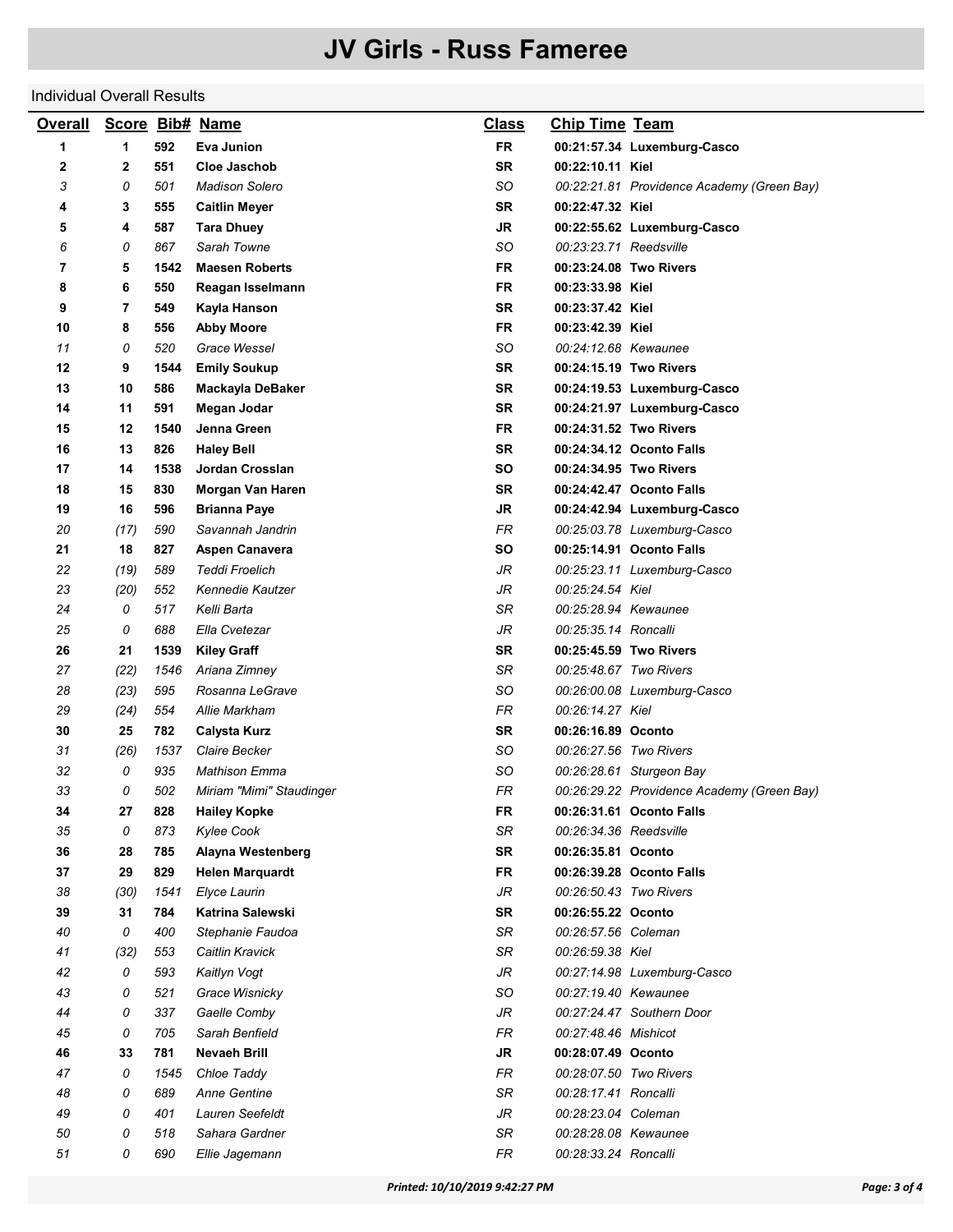# JV Girls - Russ Fameree

Individual Overall Results

| Overall | Score | Bib# | Name | Class | Chip Time | Team |
|---|---|---|---|---|---|---|
| **1** | **1** | **592** | **Eva Junion** | **FR** | **00:21:57.34** | **Luxemburg-Casco** |
| **2** | **2** | **551** | **Cloe Jaschob** | **SR** | **00:22:10.11** | **Kiel** |
| *3* | *0* | *501* | *Madison Solero* | *SO* | *00:22:21.81* | *Providence Academy (Green Bay)* |
| **4** | **3** | **555** | **Caitlin Meyer** | **SR** | **00:22:47.32** | **Kiel** |
| **5** | **4** | **587** | **Tara Dhuey** | **JR** | **00:22:55.62** | **Luxemburg-Casco** |
| *6* | *0* | *867* | *Sarah Towne* | *SO* | *00:23:23.71* | *Reedsville* |
| **7** | **5** | **1542** | **Maesen Roberts** | **FR** | **00:23:24.08** | **Two Rivers** |
| **8** | **6** | **550** | **Reagan Isselmann** | **FR** | **00:23:33.98** | **Kiel** |
| **9** | **7** | **549** | **Kayla Hanson** | **SR** | **00:23:37.42** | **Kiel** |
| **10** | **8** | **556** | **Abby Moore** | **FR** | **00:23:42.39** | **Kiel** |
| *11* | *0* | *520* | *Grace Wessel* | *SO* | *00:24:12.68* | *Kewaunee* |
| **12** | **9** | **1544** | **Emily Soukup** | **SR** | **00:24:15.19** | **Two Rivers** |
| **13** | **10** | **586** | **Mackayla DeBaker** | **SR** | **00:24:19.53** | **Luxemburg-Casco** |
| **14** | **11** | **591** | **Megan Jodar** | **SR** | **00:24:21.97** | **Luxemburg-Casco** |
| **15** | **12** | **1540** | **Jenna Green** | **FR** | **00:24:31.52** | **Two Rivers** |
| **16** | **13** | **826** | **Haley Bell** | **SR** | **00:24:34.12** | **Oconto Falls** |
| **17** | **14** | **1538** | **Jordan Crosslan** | **SO** | **00:24:34.95** | **Two Rivers** |
| **18** | **15** | **830** | **Morgan Van Haren** | **SR** | **00:24:42.47** | **Oconto Falls** |
| **19** | **16** | **596** | **Brianna Paye** | **JR** | **00:24:42.94** | **Luxemburg-Casco** |
| *20* | *(17)* | *590* | *Savannah Jandrin* | *FR* | *00:25:03.78* | *Luxemburg-Casco* |
| **21** | **18** | **827** | **Aspen Canavera** | **SO** | **00:25:14.91** | **Oconto Falls** |
| *22* | *(19)* | *589* | *Teddi Froelich* | *JR* | *00:25:23.11* | *Luxemburg-Casco* |
| *23* | *(20)* | *552* | *Kennedie Kautzer* | *JR* | *00:25:24.54* | *Kiel* |
| *24* | *0* | *517* | *Kelli Barta* | *SR* | *00:25:28.94* | *Kewaunee* |
| *25* | *0* | *688* | *Ella Cvetezar* | *JR* | *00:25:35.14* | *Roncalli* |
| **26** | **21** | **1539** | **Kiley Graff** | **SR** | **00:25:45.59** | **Two Rivers** |
| *27* | *(22)* | *1546* | *Ariana Zimney* | *SR* | *00:25:48.67* | *Two Rivers* |
| *28* | *(23)* | *595* | *Rosanna LeGrave* | *SO* | *00:26:00.08* | *Luxemburg-Casco* |
| *29* | *(24)* | *554* | *Allie Markham* | *FR* | *00:26:14.27* | *Kiel* |
| **30** | **25** | **782** | **Calysta Kurz** | **SR** | **00:26:16.89** | **Oconto** |
| *31* | *(26)* | *1537* | *Claire Becker* | *SO* | *00:26:27.56* | *Two Rivers* |
| *32* | *0* | *935* | *Mathison Emma* | *SO* | *00:26:28.61* | *Sturgeon Bay* |
| *33* | *0* | *502* | *Miriam "Mimi" Staudinger* | *FR* | *00:26:29.22* | *Providence Academy (Green Bay)* |
| **34** | **27** | **828** | **Hailey Kopke** | **FR** | **00:26:31.61** | **Oconto Falls** |
| *35* | *0* | *873* | *Kylee Cook* | *SR* | *00:26:34.36* | *Reedsville* |
| **36** | **28** | **785** | **Alayna Westenberg** | **SR** | **00:26:35.81** | **Oconto** |
| **37** | **29** | **829** | **Helen Marquardt** | **FR** | **00:26:39.28** | **Oconto Falls** |
| *38* | *(30)* | *1541* | *Elyce Laurin* | *JR* | *00:26:50.43* | *Two Rivers* |
| **39** | **31** | **784** | **Katrina Salewski** | **SR** | **00:26:55.22** | **Oconto** |
| *40* | *0* | *400* | *Stephanie Faudoa* | *SR* | *00:26:57.56* | *Coleman* |
| *41* | *(32)* | *553* | *Caitlin Kravick* | *SR* | *00:26:59.38* | *Kiel* |
| *42* | *0* | *593* | *Kaitlyn Vogt* | *JR* | *00:27:14.98* | *Luxemburg-Casco* |
| *43* | *0* | *521* | *Grace Wisnicky* | *SO* | *00:27:19.40* | *Kewaunee* |
| *44* | *0* | *337* | *Gaelle Comby* | *JR* | *00:27:24.47* | *Southern Door* |
| *45* | *0* | *705* | *Sarah Benfield* | *FR* | *00:27:48.46* | *Mishicot* |
| **46** | **33** | **781** | **Nevaeh Brill** | **JR** | **00:28:07.49** | **Oconto** |
| *47* | *0* | *1545* | *Chloe Taddy* | *FR* | *00:28:07.50* | *Two Rivers* |
| *48* | *0* | *689* | *Anne Gentine* | *SR* | *00:28:17.41* | *Roncalli* |
| *49* | *0* | *401* | *Lauren Seefeldt* | *JR* | *00:28:23.04* | *Coleman* |
| *50* | *0* | *518* | *Sahara Gardner* | *SR* | *00:28:28.08* | *Kewaunee* |
| *51* | *0* | *690* | *Ellie Jagemann* | *FR* | *00:28:33.24* | *Roncalli* |

*Printed: 10/10/2019 9:42:27 PM*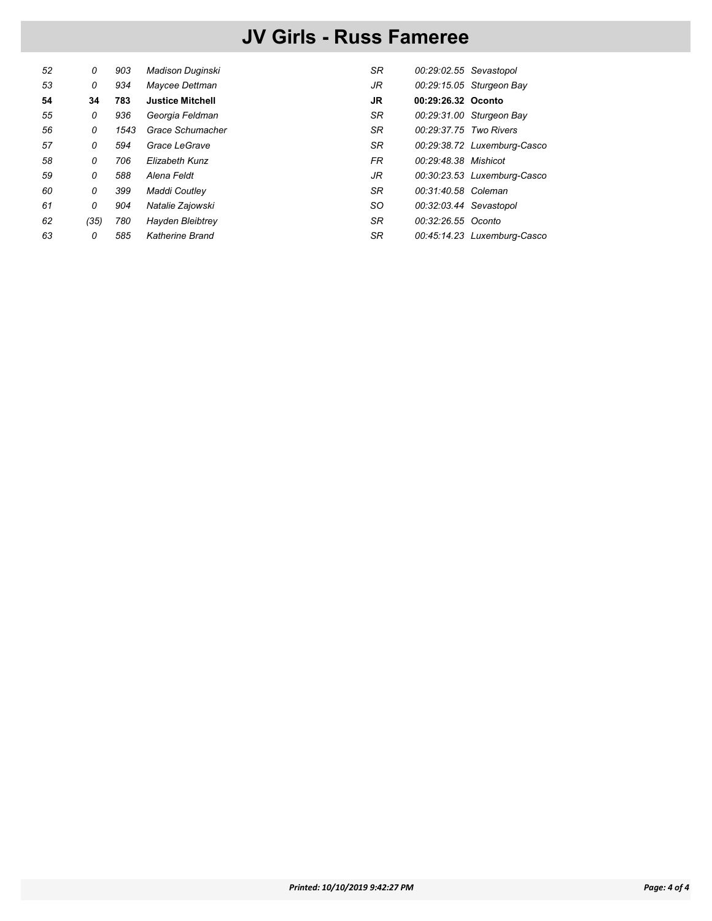# JV Girls - Russ Fameree

| | | | | | | |
|---|---|---|---|---|---|---|
| 52 | 0 | 903 | Madison Duginski | SR | 00:29:02.55 | Sevastopol |
| 53 | 0 | 934 | Maycee Dettman | JR | 00:29:15.05 | Sturgeon Bay |
| **54** | **34** | **783** | **Justice Mitchell** | **JR** | **00:29:26.32** | **Oconto** |
| 55 | 0 | 936 | Georgia Feldman | SR | 00:29:31.00 | Sturgeon Bay |
| 56 | 0 | 1543 | Grace Schumacher | SR | 00:29:37.75 | Two Rivers |
| 57 | 0 | 594 | Grace LeGrave | SR | 00:29:38.72 | Luxemburg-Casco |
| 58 | 0 | 706 | Elizabeth Kunz | FR | 00:29:48.38 | Mishicot |
| 59 | 0 | 588 | Alena Feldt | JR | 00:30:23.53 | Luxemburg-Casco |
| 60 | 0 | 399 | Maddi Coutley | SR | 00:31:40.58 | Coleman |
| 61 | 0 | 904 | Natalie Zajowski | SO | 00:32:03.44 | Sevastopol |
| 62 | (35) | 780 | Hayden Bleibtrey | SR | 00:32:26.55 | Oconto |
| 63 | 0 | 585 | Katherine Brand | SR | 00:45:14.23 | Luxemburg-Casco |

*Printed: 10/10/2019 9:42:27 PM*